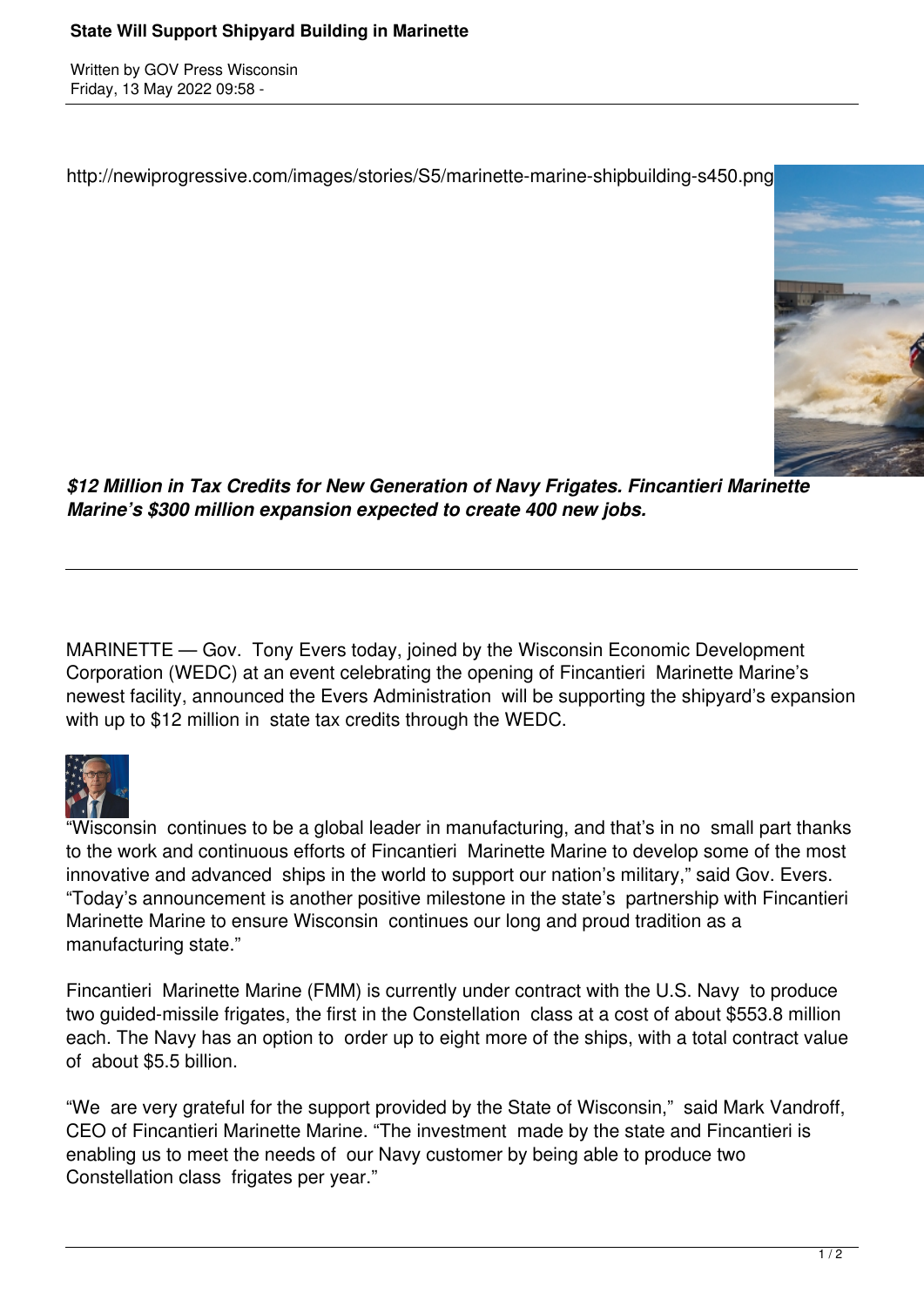# State Will Support Shipyard Building in Marinette

Written by GOV Press Wisconsin
Friday, 13 May 2022 09:58 -

http://newiprogressive.com/images/stories/S5/marinette-marine-shipbuilding-s450.png

***$12 Million in Tax Credits for New Generation of Navy Frigates. Fincantieri Marinette Marine's $300 million expansion expected to create 400 new jobs.***

---

MARINETTE — Gov. Tony Evers today, joined by the Wisconsin Economic Development Corporation (WEDC) at an event celebrating the opening of Fincantieri Marinette Marine's newest facility, announced the Evers Administration will be supporting the shipyard's expansion with up to $12 million in state tax credits through the WEDC.

"Wisconsin continues to be a global leader in manufacturing, and that's in no small part thanks to the work and continuous efforts of Fincantieri Marinette Marine to develop some of the most innovative and advanced ships in the world to support our nation's military," said Gov. Evers. "Today's announcement is another positive milestone in the state's partnership with Fincantieri Marinette Marine to ensure Wisconsin continues our long and proud tradition as a manufacturing state."

Fincantieri Marinette Marine (FMM) is currently under contract with the U.S. Navy to produce two guided-missile frigates, the first in the Constellation class at a cost of about $553.8 million each. The Navy has an option to order up to eight more of the ships, with a total contract value of about $5.5 billion.

"We are very grateful for the support provided by the State of Wisconsin," said Mark Vandroff, CEO of Fincantieri Marinette Marine. "The investment made by the state and Fincantieri is enabling us to meet the needs of our Navy customer by being able to produce two Constellation class frigates per year."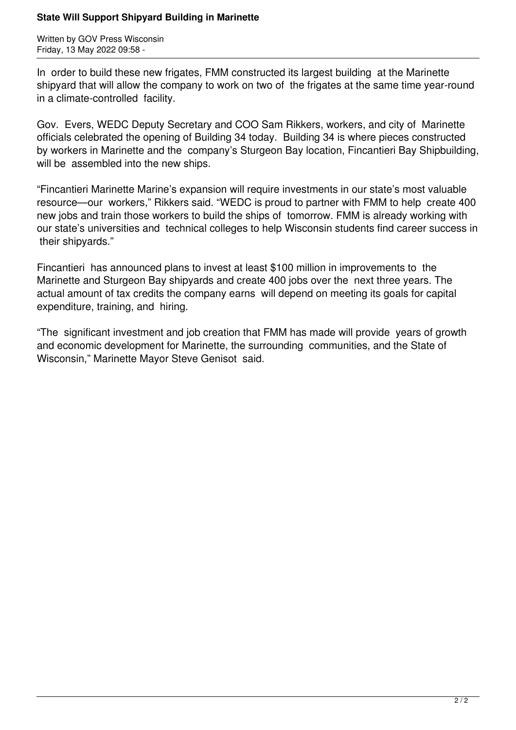In order to build these new frigates, FMM constructed its largest building at the Marinette shipyard that will allow the company to work on two of the frigates at the same time year-round in a climate-controlled facility.

Gov. Evers, WEDC Deputy Secretary and COO Sam Rikkers, workers, and city of Marinette officials celebrated the opening of Building 34 today. Building 34 is where pieces constructed by workers in Marinette and the company's Sturgeon Bay location, Fincantieri Bay Shipbuilding, will be assembled into the new ships.

"Fincantieri Marinette Marine's expansion will require investments in our state's most valuable resource—our workers," Rikkers said. "WEDC is proud to partner with FMM to help create 400 new jobs and train those workers to build the ships of tomorrow. FMM is already working with our state's universities and technical colleges to help Wisconsin students find career success in their shipyards."

Fincantieri has announced plans to invest at least $100 million in improvements to the Marinette and Sturgeon Bay shipyards and create 400 jobs over the next three years. The actual amount of tax credits the company earns will depend on meeting its goals for capital expenditure, training, and hiring.

"The significant investment and job creation that FMM has made will provide years of growth and economic development for Marinette, the surrounding communities, and the State of Wisconsin," Marinette Mayor Steve Genisot said.